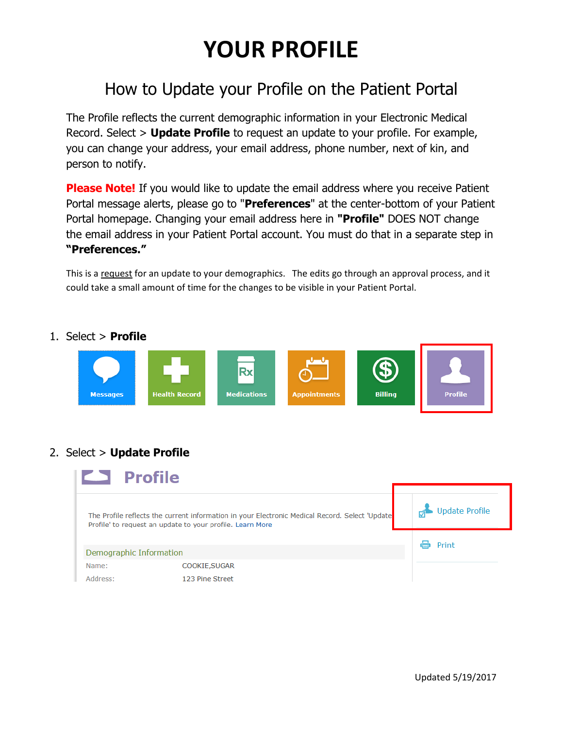# YOUR PROFILE

## How to Update your Profile on the Patient Portal

The Profile reflects the current demographic information in your Electronic Medical Record. Select > **Update Profile** to request an update to your profile. For example, you can change your address, your email address, phone number, next of kin, and person to notify.

**Please Note!** If you would like to update the email address where you receive Patient Portal message alerts, please go to "**Preferences**" at the center-bottom of your Patient Portal homepage. Changing your email address here in **"Profile"** DOES NOT change the email address in your Patient Portal account. You must do that in a separate step in **"Preferences."**

This is a request for an update to your demographics. The edits go through an approval process, and it could take a small amount of time for the changes to be visible in your Patient Portal.

1. Select > **Profile**

   Messages | Health Record | Medications | Appointments | Billing | Profile

2. Select > **Update Profile**

   **Profile**

   The Profile reflects the current information in your Electronic Medical Record. Select 'Update Profile' to request an update to your profile. Learn More

   Update Profile

   Print

   Demographic Information

   | | |
   |---|---|
   | Name: | COOKIE,SUGAR |
   | Address: | 123 Pine Street |

Updated 5/19/2017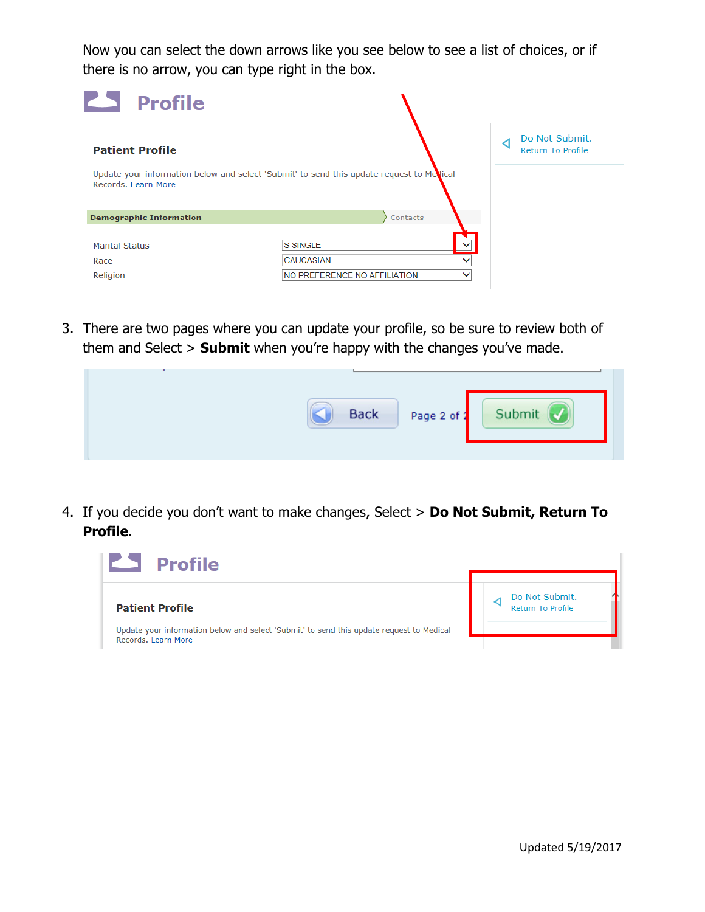Now you can select the down arrows like you see below to see a list of choices, or if there is no arrow, you can type right in the box.

3. There are two pages where you can update your profile, so be sure to review both of them and Select > **Submit** when you're happy with the changes you've made.

4. If you decide you don't want to make changes, Select > **Do Not Submit, Return To Profile**.

Updated 5/19/2017